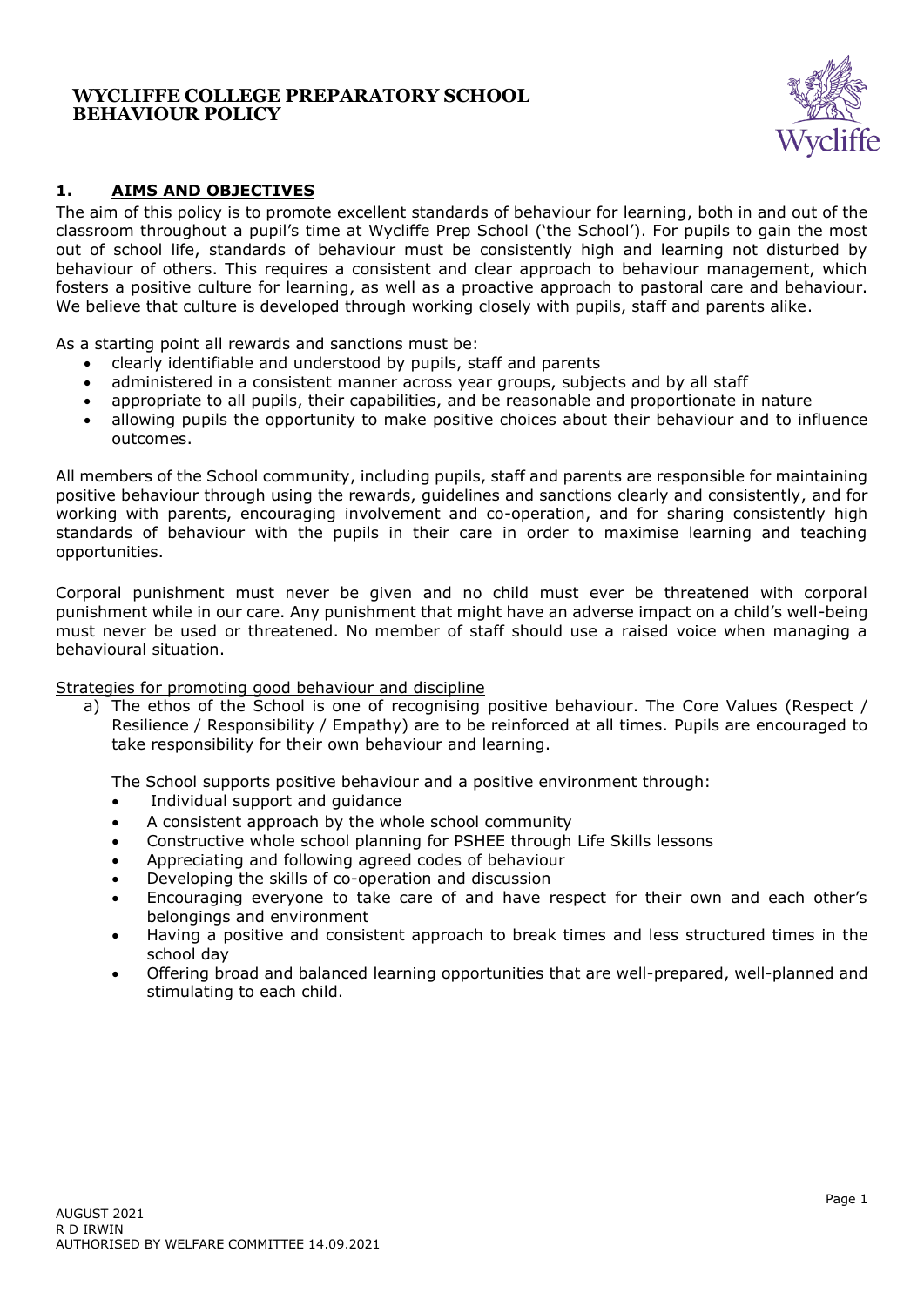# WYCLIFFE COLLEGE PREPARATORY SCHOOL BEHAVIOUR POLICY

## 1. AIMS AND OBJECTIVES

The aim of this policy is to promote excellent standards of behaviour for learning, both in and out of the classroom throughout a pupil's time at Wycliffe Prep School ('the School'). For pupils to gain the most out of school life, standards of behaviour must be consistently high and learning not disturbed by behaviour of others. This requires a consistent and clear approach to behaviour management, which fosters a positive culture for learning, as well as a proactive approach to pastoral care and behaviour. We believe that culture is developed through working closely with pupils, staff and parents alike.

As a starting point all rewards and sanctions must be:

- clearly identifiable and understood by pupils, staff and parents
- administered in a consistent manner across year groups, subjects and by all staff
- appropriate to all pupils, their capabilities, and be reasonable and proportionate in nature
- allowing pupils the opportunity to make positive choices about their behaviour and to influence outcomes.

All members of the School community, including pupils, staff and parents are responsible for maintaining positive behaviour through using the rewards, guidelines and sanctions clearly and consistently, and for working with parents, encouraging involvement and co-operation, and for sharing consistently high standards of behaviour with the pupils in their care in order to maximise learning and teaching opportunities.

Corporal punishment must never be given and no child must ever be threatened with corporal punishment while in our care. Any punishment that might have an adverse impact on a child's well-being must never be used or threatened. No member of staff should use a raised voice when managing a behavioural situation.

Strategies for promoting good behaviour and discipline

a) The ethos of the School is one of recognising positive behaviour. The Core Values (Respect / Resilience / Responsibility / Empathy) are to be reinforced at all times. Pupils are encouraged to take responsibility for their own behaviour and learning.

   The School supports positive behaviour and a positive environment through:

   - Individual support and guidance
   - A consistent approach by the whole school community
   - Constructive whole school planning for PSHEE through Life Skills lessons
   - Appreciating and following agreed codes of behaviour
   - Developing the skills of co-operation and discussion
   - Encouraging everyone to take care of and have respect for their own and each other's belongings and environment
   - Having a positive and consistent approach to break times and less structured times in the school day
   - Offering broad and balanced learning opportunities that are well-prepared, well-planned and stimulating to each child.

AUGUST 2021
R D IRWIN
AUTHORISED BY WELFARE COMMITTEE 14.09.2021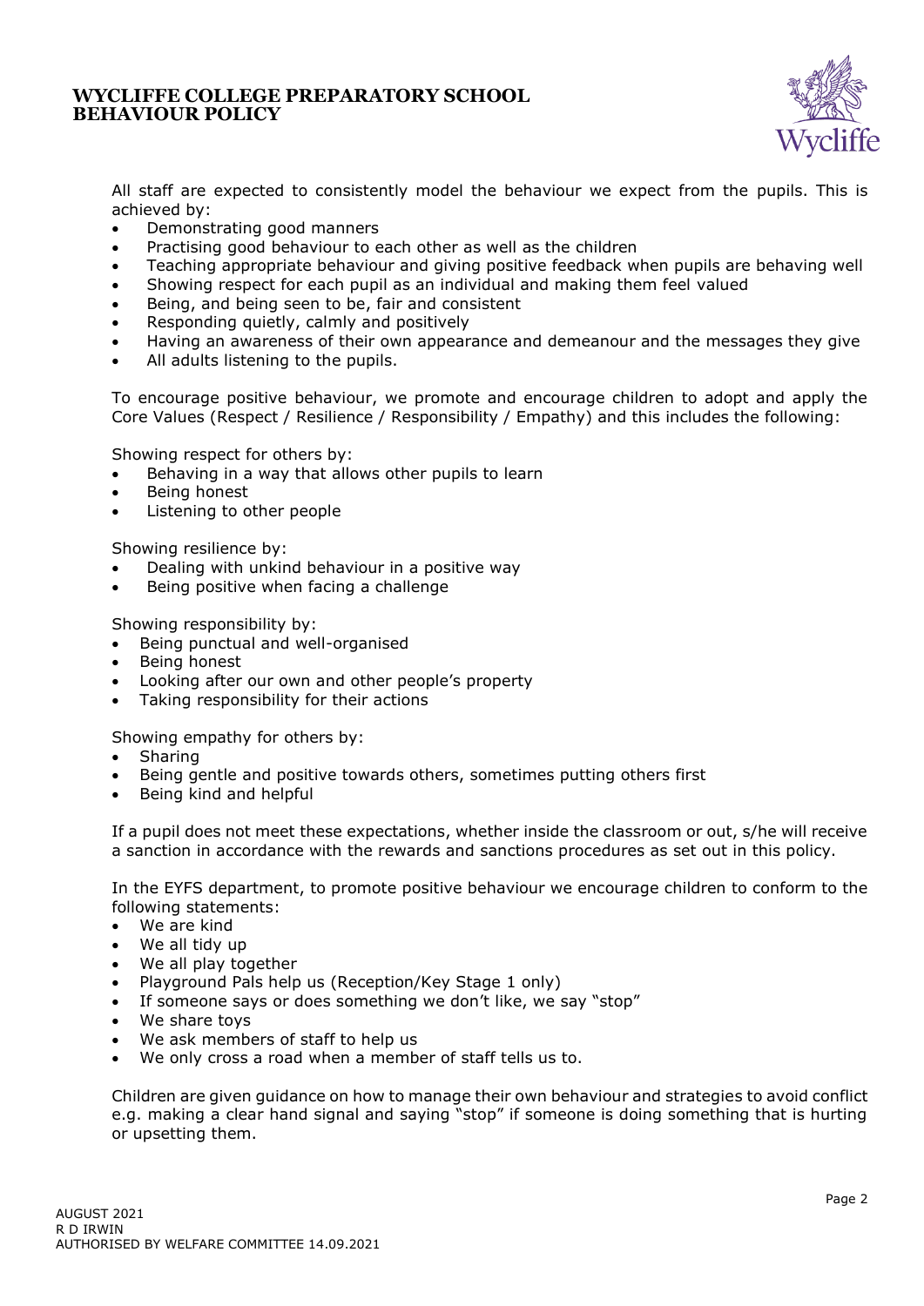All staff are expected to consistently model the behaviour we expect from the pupils. This is achieved by:

- Demonstrating good manners
- Practising good behaviour to each other as well as the children
- Teaching appropriate behaviour and giving positive feedback when pupils are behaving well
- Showing respect for each pupil as an individual and making them feel valued
- Being, and being seen to be, fair and consistent
- Responding quietly, calmly and positively
- Having an awareness of their own appearance and demeanour and the messages they give
- All adults listening to the pupils.

To encourage positive behaviour, we promote and encourage children to adopt and apply the Core Values (Respect / Resilience / Responsibility / Empathy) and this includes the following:

Showing respect for others by:

- Behaving in a way that allows other pupils to learn
- Being honest
- Listening to other people

Showing resilience by:

- Dealing with unkind behaviour in a positive way
- Being positive when facing a challenge

Showing responsibility by:

- Being punctual and well-organised
- Being honest
- Looking after our own and other people's property
- Taking responsibility for their actions

Showing empathy for others by:

- Sharing
- Being gentle and positive towards others, sometimes putting others first
- Being kind and helpful

If a pupil does not meet these expectations, whether inside the classroom or out, s/he will receive a sanction in accordance with the rewards and sanctions procedures as set out in this policy.

In the EYFS department, to promote positive behaviour we encourage children to conform to the following statements:

- We are kind
- We all tidy up
- We all play together
- Playground Pals help us (Reception/Key Stage 1 only)
- If someone says or does something we don't like, we say "stop"
- We share toys
- We ask members of staff to help us
- We only cross a road when a member of staff tells us to.

Children are given guidance on how to manage their own behaviour and strategies to avoid conflict e.g. making a clear hand signal and saying "stop" if someone is doing something that is hurting or upsetting them.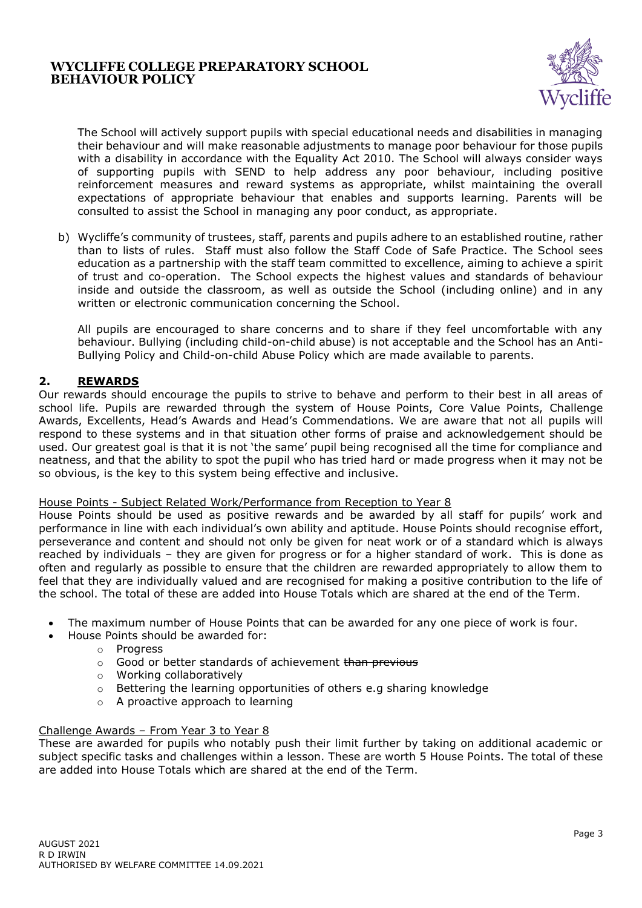The School will actively support pupils with special educational needs and disabilities in managing their behaviour and will make reasonable adjustments to manage poor behaviour for those pupils with a disability in accordance with the Equality Act 2010. The School will always consider ways of supporting pupils with SEND to help address any poor behaviour, including positive reinforcement measures and reward systems as appropriate, whilst maintaining the overall expectations of appropriate behaviour that enables and supports learning. Parents will be consulted to assist the School in managing any poor conduct, as appropriate.

b) Wycliffe's community of trustees, staff, parents and pupils adhere to an established routine, rather than to lists of rules. Staff must also follow the Staff Code of Safe Practice. The School sees education as a partnership with the staff team committed to excellence, aiming to achieve a spirit of trust and co-operation. The School expects the highest values and standards of behaviour inside and outside the classroom, as well as outside the School (including online) and in any written or electronic communication concerning the School.

   All pupils are encouraged to share concerns and to share if they feel uncomfortable with any behaviour. Bullying (including child-on-child abuse) is not acceptable and the School has an Anti-Bullying Policy and Child-on-child Abuse Policy which are made available to parents.

## 2. REWARDS

Our rewards should encourage the pupils to strive to behave and perform to their best in all areas of school life. Pupils are rewarded through the system of House Points, Core Value Points, Challenge Awards, Excellents, Head's Awards and Head's Commendations. We are aware that not all pupils will respond to these systems and in that situation other forms of praise and acknowledgement should be used. Our greatest goal is that it is not 'the same' pupil being recognised all the time for compliance and neatness, and that the ability to spot the pupil who has tried hard or made progress when it may not be so obvious, is the key to this system being effective and inclusive.

House Points - Subject Related Work/Performance from Reception to Year 8

House Points should be used as positive rewards and be awarded by all staff for pupils' work and performance in line with each individual's own ability and aptitude. House Points should recognise effort, perseverance and content and should not only be given for neat work or of a standard which is always reached by individuals – they are given for progress or for a higher standard of work. This is done as often and regularly as possible to ensure that the children are rewarded appropriately to allow them to feel that they are individually valued and are recognised for making a positive contribution to the life of the school. The total of these are added into House Totals which are shared at the end of the Term.

- The maximum number of House Points that can be awarded for any one piece of work is four.
- House Points should be awarded for:
  - Progress
  - Good or better standards of achievement ~~than previous~~
  - Working collaboratively
  - Bettering the learning opportunities of others e.g sharing knowledge
  - A proactive approach to learning

Challenge Awards – From Year 3 to Year 8

These are awarded for pupils who notably push their limit further by taking on additional academic or subject specific tasks and challenges within a lesson. These are worth 5 House Points. The total of these are added into House Totals which are shared at the end of the Term.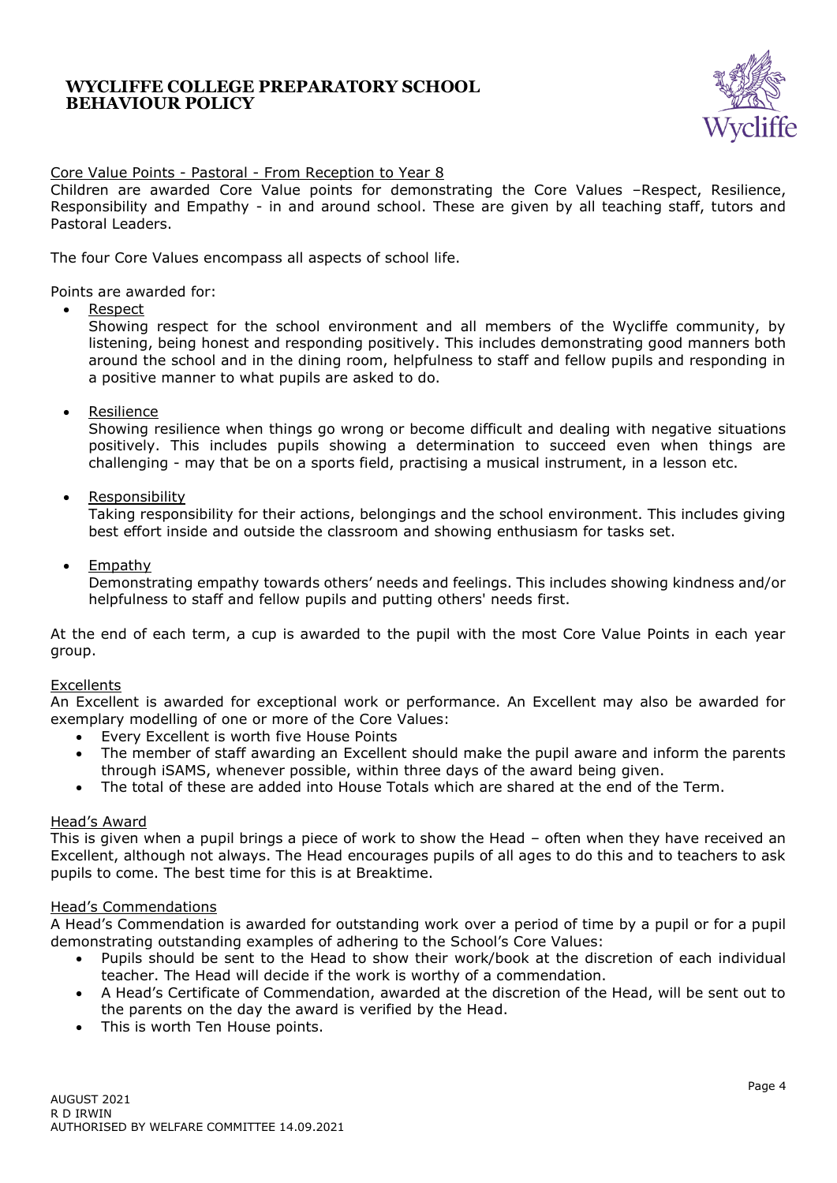Core Value Points - Pastoral - From Reception to Year 8

Children are awarded Core Value points for demonstrating the Core Values –Respect, Resilience, Responsibility and Empathy - in and around school. These are given by all teaching staff, tutors and Pastoral Leaders.

The four Core Values encompass all aspects of school life.

Points are awarded for:

- Respect
  Showing respect for the school environment and all members of the Wycliffe community, by listening, being honest and responding positively. This includes demonstrating good manners both around the school and in the dining room, helpfulness to staff and fellow pupils and responding in a positive manner to what pupils are asked to do.

- Resilience
  Showing resilience when things go wrong or become difficult and dealing with negative situations positively. This includes pupils showing a determination to succeed even when things are challenging - may that be on a sports field, practising a musical instrument, in a lesson etc.

- Responsibility
  Taking responsibility for their actions, belongings and the school environment. This includes giving best effort inside and outside the classroom and showing enthusiasm for tasks set.

- Empathy
  Demonstrating empathy towards others' needs and feelings. This includes showing kindness and/or helpfulness to staff and fellow pupils and putting others' needs first.

At the end of each term, a cup is awarded to the pupil with the most Core Value Points in each year group.

Excellents

An Excellent is awarded for exceptional work or performance. An Excellent may also be awarded for exemplary modelling of one or more of the Core Values:

- Every Excellent is worth five House Points
- The member of staff awarding an Excellent should make the pupil aware and inform the parents through iSAMS, whenever possible, within three days of the award being given.
- The total of these are added into House Totals which are shared at the end of the Term.

Head's Award

This is given when a pupil brings a piece of work to show the Head – often when they have received an Excellent, although not always. The Head encourages pupils of all ages to do this and to teachers to ask pupils to come. The best time for this is at Breaktime.

Head's Commendations

A Head's Commendation is awarded for outstanding work over a period of time by a pupil or for a pupil demonstrating outstanding examples of adhering to the School's Core Values:

- Pupils should be sent to the Head to show their work/book at the discretion of each individual teacher. The Head will decide if the work is worthy of a commendation.
- A Head's Certificate of Commendation, awarded at the discretion of the Head, will be sent out to the parents on the day the award is verified by the Head.
- This is worth Ten House points.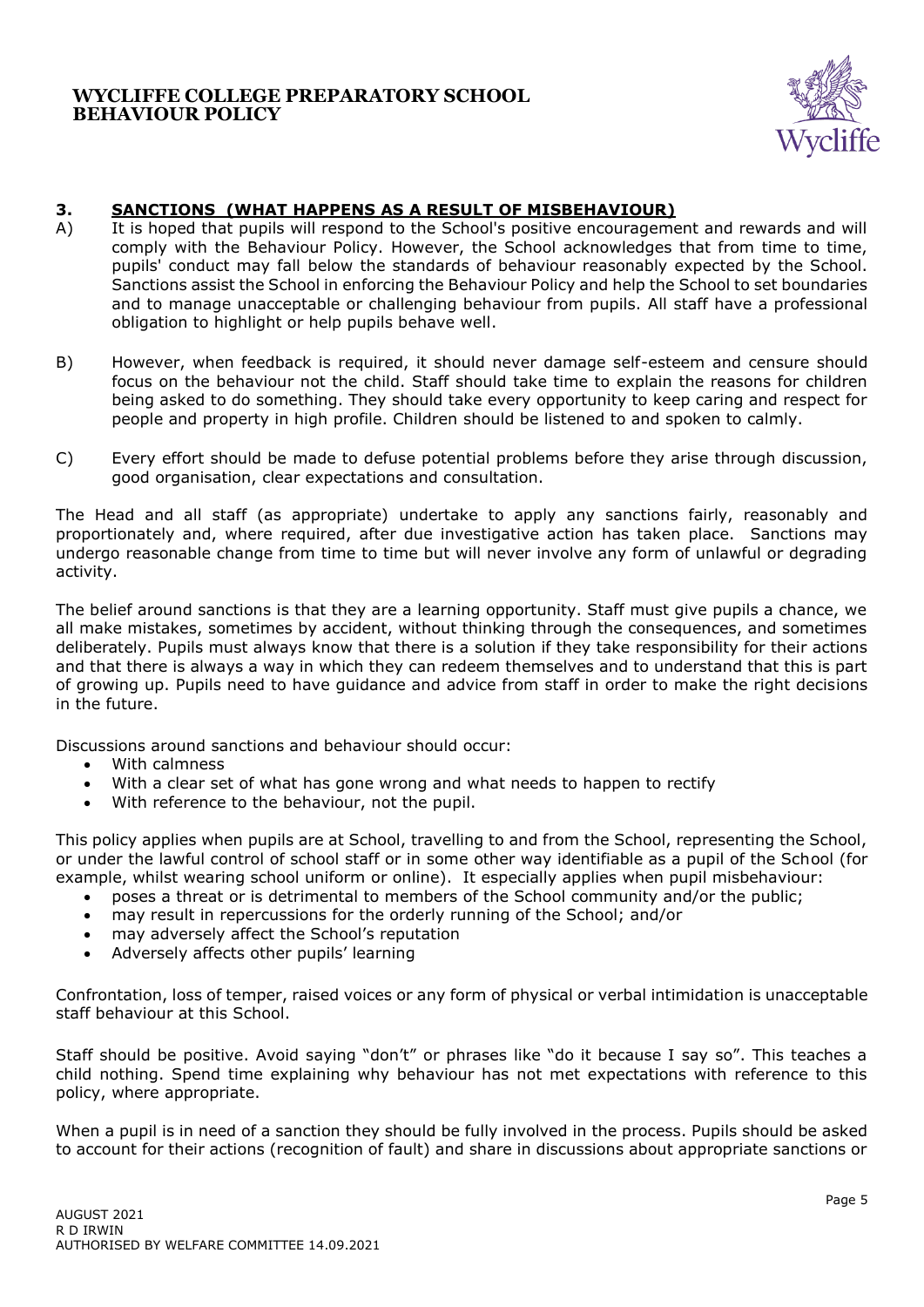## 3. SANCTIONS (WHAT HAPPENS AS A RESULT OF MISBEHAVIOUR)

A) It is hoped that pupils will respond to the School's positive encouragement and rewards and will comply with the Behaviour Policy. However, the School acknowledges that from time to time, pupils' conduct may fall below the standards of behaviour reasonably expected by the School. Sanctions assist the School in enforcing the Behaviour Policy and help the School to set boundaries and to manage unacceptable or challenging behaviour from pupils. All staff have a professional obligation to highlight or help pupils behave well.

B) However, when feedback is required, it should never damage self-esteem and censure should focus on the behaviour not the child. Staff should take time to explain the reasons for children being asked to do something. They should take every opportunity to keep caring and respect for people and property in high profile. Children should be listened to and spoken to calmly.

C) Every effort should be made to defuse potential problems before they arise through discussion, good organisation, clear expectations and consultation.

The Head and all staff (as appropriate) undertake to apply any sanctions fairly, reasonably and proportionately and, where required, after due investigative action has taken place. Sanctions may undergo reasonable change from time to time but will never involve any form of unlawful or degrading activity.

The belief around sanctions is that they are a learning opportunity. Staff must give pupils a chance, we all make mistakes, sometimes by accident, without thinking through the consequences, and sometimes deliberately. Pupils must always know that there is a solution if they take responsibility for their actions and that there is always a way in which they can redeem themselves and to understand that this is part of growing up. Pupils need to have guidance and advice from staff in order to make the right decisions in the future.

Discussions around sanctions and behaviour should occur:

- With calmness
- With a clear set of what has gone wrong and what needs to happen to rectify
- With reference to the behaviour, not the pupil.

This policy applies when pupils are at School, travelling to and from the School, representing the School, or under the lawful control of school staff or in some other way identifiable as a pupil of the School (for example, whilst wearing school uniform or online). It especially applies when pupil misbehaviour:

- poses a threat or is detrimental to members of the School community and/or the public;
- may result in repercussions for the orderly running of the School; and/or
- may adversely affect the School's reputation
- Adversely affects other pupils' learning

Confrontation, loss of temper, raised voices or any form of physical or verbal intimidation is unacceptable staff behaviour at this School.

Staff should be positive. Avoid saying "don't" or phrases like "do it because I say so". This teaches a child nothing. Spend time explaining why behaviour has not met expectations with reference to this policy, where appropriate.

When a pupil is in need of a sanction they should be fully involved in the process. Pupils should be asked to account for their actions (recognition of fault) and share in discussions about appropriate sanctions or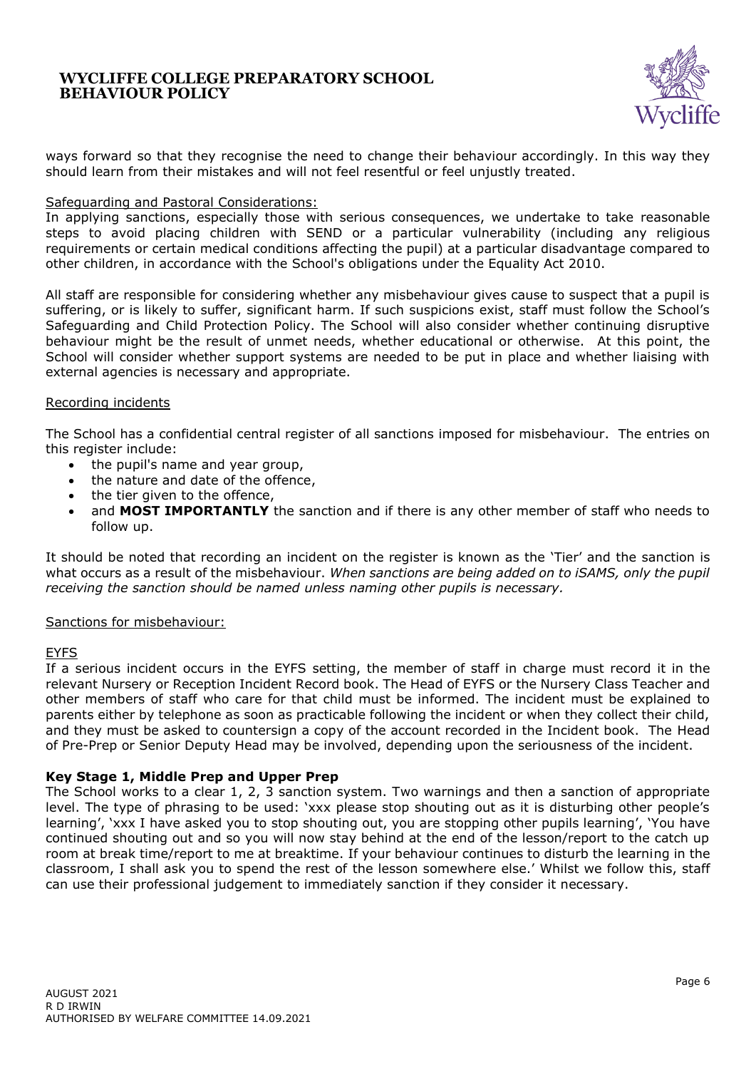ways forward so that they recognise the need to change their behaviour accordingly. In this way they should learn from their mistakes and will not feel resentful or feel unjustly treated.

Safeguarding and Pastoral Considerations:

In applying sanctions, especially those with serious consequences, we undertake to take reasonable steps to avoid placing children with SEND or a particular vulnerability (including any religious requirements or certain medical conditions affecting the pupil) at a particular disadvantage compared to other children, in accordance with the School's obligations under the Equality Act 2010.

All staff are responsible for considering whether any misbehaviour gives cause to suspect that a pupil is suffering, or is likely to suffer, significant harm. If such suspicions exist, staff must follow the School's Safeguarding and Child Protection Policy. The School will also consider whether continuing disruptive behaviour might be the result of unmet needs, whether educational or otherwise. At this point, the School will consider whether support systems are needed to be put in place and whether liaising with external agencies is necessary and appropriate.

Recording incidents

The School has a confidential central register of all sanctions imposed for misbehaviour. The entries on this register include:

- the pupil's name and year group,
- the nature and date of the offence,
- the tier given to the offence,
- and **MOST IMPORTANTLY** the sanction and if there is any other member of staff who needs to follow up.

It should be noted that recording an incident on the register is known as the 'Tier' and the sanction is what occurs as a result of the misbehaviour. *When sanctions are being added on to iSAMS, only the pupil receiving the sanction should be named unless naming other pupils is necessary.*

Sanctions for misbehaviour:

EYFS

If a serious incident occurs in the EYFS setting, the member of staff in charge must record it in the relevant Nursery or Reception Incident Record book. The Head of EYFS or the Nursery Class Teacher and other members of staff who care for that child must be informed. The incident must be explained to parents either by telephone as soon as practicable following the incident or when they collect their child, and they must be asked to countersign a copy of the account recorded in the Incident book. The Head of Pre-Prep or Senior Deputy Head may be involved, depending upon the seriousness of the incident.

**Key Stage 1, Middle Prep and Upper Prep**

The School works to a clear 1, 2, 3 sanction system. Two warnings and then a sanction of appropriate level. The type of phrasing to be used: 'xxx please stop shouting out as it is disturbing other people's learning', 'xxx I have asked you to stop shouting out, you are stopping other pupils learning', 'You have continued shouting out and so you will now stay behind at the end of the lesson/report to the catch up room at break time/report to me at breaktime. If your behaviour continues to disturb the learning in the classroom, I shall ask you to spend the rest of the lesson somewhere else.' Whilst we follow this, staff can use their professional judgement to immediately sanction if they consider it necessary.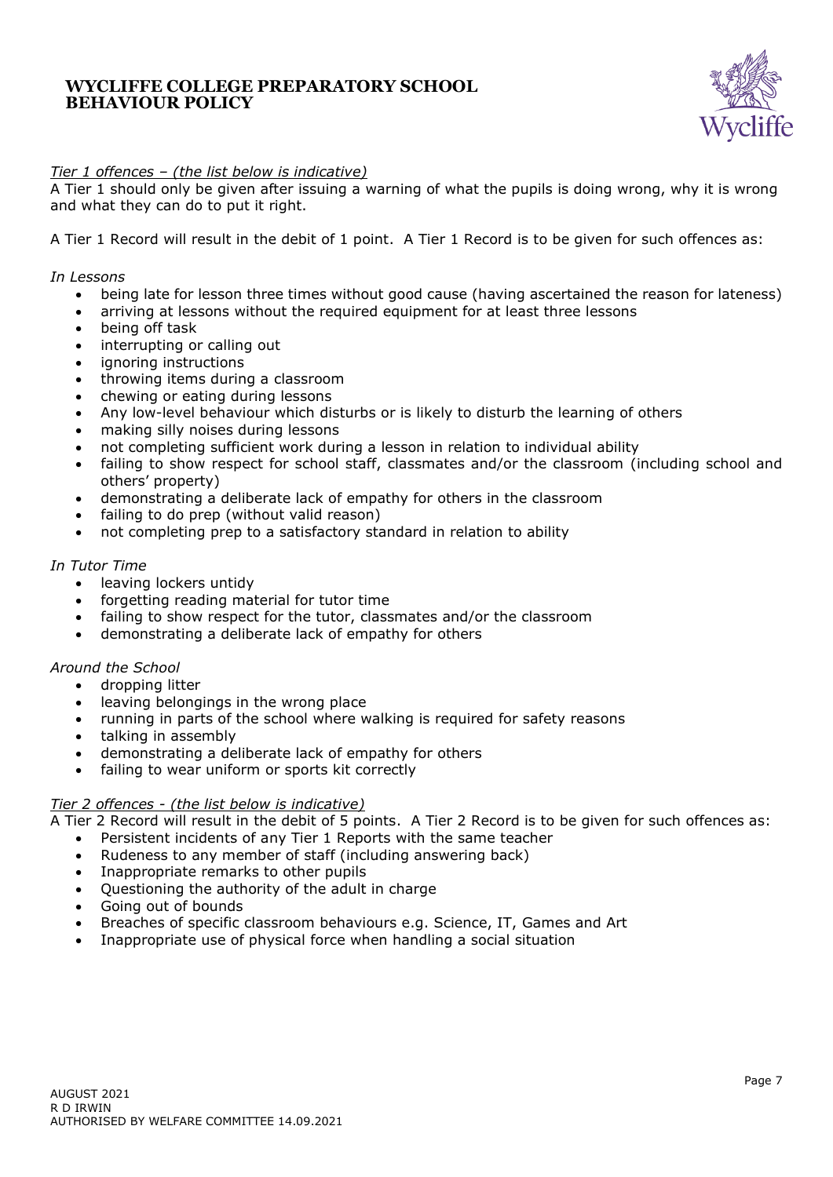*<u>Tier 1 offences – (the list below is indicative)</u>*

A Tier 1 should only be given after issuing a warning of what the pupils is doing wrong, why it is wrong and what they can do to put it right.

A Tier 1 Record will result in the debit of 1 point. A Tier 1 Record is to be given for such offences as:

*In Lessons*

- being late for lesson three times without good cause (having ascertained the reason for lateness)
- arriving at lessons without the required equipment for at least three lessons
- being off task
- interrupting or calling out
- ignoring instructions
- throwing items during a classroom
- chewing or eating during lessons
- Any low-level behaviour which disturbs or is likely to disturb the learning of others
- making silly noises during lessons
- not completing sufficient work during a lesson in relation to individual ability
- failing to show respect for school staff, classmates and/or the classroom (including school and others' property)
- demonstrating a deliberate lack of empathy for others in the classroom
- failing to do prep (without valid reason)
- not completing prep to a satisfactory standard in relation to ability

*In Tutor Time*

- leaving lockers untidy
- forgetting reading material for tutor time
- failing to show respect for the tutor, classmates and/or the classroom
- demonstrating a deliberate lack of empathy for others

*Around the School*

- dropping litter
- leaving belongings in the wrong place
- running in parts of the school where walking is required for safety reasons
- talking in assembly
- demonstrating a deliberate lack of empathy for others
- failing to wear uniform or sports kit correctly

*<u>Tier 2 offences - (the list below is indicative)</u>*

A Tier 2 Record will result in the debit of 5 points. A Tier 2 Record is to be given for such offences as:

- Persistent incidents of any Tier 1 Reports with the same teacher
- Rudeness to any member of staff (including answering back)
- Inappropriate remarks to other pupils
- Questioning the authority of the adult in charge
- Going out of bounds
- Breaches of specific classroom behaviours e.g. Science, IT, Games and Art
- Inappropriate use of physical force when handling a social situation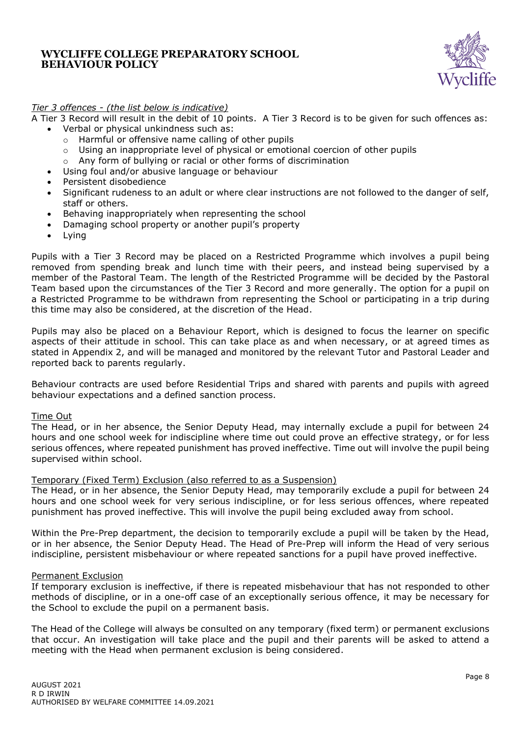*Tier 3 offences - (the list below is indicative)*

A Tier 3 Record will result in the debit of 10 points. A Tier 3 Record is to be given for such offences as:

- Verbal or physical unkindness such as:
  - Harmful or offensive name calling of other pupils
  - Using an inappropriate level of physical or emotional coercion of other pupils
  - Any form of bullying or racial or other forms of discrimination
- Using foul and/or abusive language or behaviour
- Persistent disobedience
- Significant rudeness to an adult or where clear instructions are not followed to the danger of self, staff or others.
- Behaving inappropriately when representing the school
- Damaging school property or another pupil's property
- Lying

Pupils with a Tier 3 Record may be placed on a Restricted Programme which involves a pupil being removed from spending break and lunch time with their peers, and instead being supervised by a member of the Pastoral Team. The length of the Restricted Programme will be decided by the Pastoral Team based upon the circumstances of the Tier 3 Record and more generally. The option for a pupil on a Restricted Programme to be withdrawn from representing the School or participating in a trip during this time may also be considered, at the discretion of the Head.

Pupils may also be placed on a Behaviour Report, which is designed to focus the learner on specific aspects of their attitude in school. This can take place as and when necessary, or at agreed times as stated in Appendix 2, and will be managed and monitored by the relevant Tutor and Pastoral Leader and reported back to parents regularly.

Behaviour contracts are used before Residential Trips and shared with parents and pupils with agreed behaviour expectations and a defined sanction process.

<u>Time Out</u>

The Head, or in her absence, the Senior Deputy Head, may internally exclude a pupil for between 24 hours and one school week for indiscipline where time out could prove an effective strategy, or for less serious offences, where repeated punishment has proved ineffective. Time out will involve the pupil being supervised within school.

<u>Temporary (Fixed Term) Exclusion (also referred to as a Suspension)</u>

The Head, or in her absence, the Senior Deputy Head, may temporarily exclude a pupil for between 24 hours and one school week for very serious indiscipline, or for less serious offences, where repeated punishment has proved ineffective. This will involve the pupil being excluded away from school.

Within the Pre-Prep department, the decision to temporarily exclude a pupil will be taken by the Head, or in her absence, the Senior Deputy Head. The Head of Pre-Prep will inform the Head of very serious indiscipline, persistent misbehaviour or where repeated sanctions for a pupil have proved ineffective.

<u>Permanent Exclusion</u>

If temporary exclusion is ineffective, if there is repeated misbehaviour that has not responded to other methods of discipline, or in a one-off case of an exceptionally serious offence, it may be necessary for the School to exclude the pupil on a permanent basis.

The Head of the College will always be consulted on any temporary (fixed term) or permanent exclusions that occur. An investigation will take place and the pupil and their parents will be asked to attend a meeting with the Head when permanent exclusion is being considered.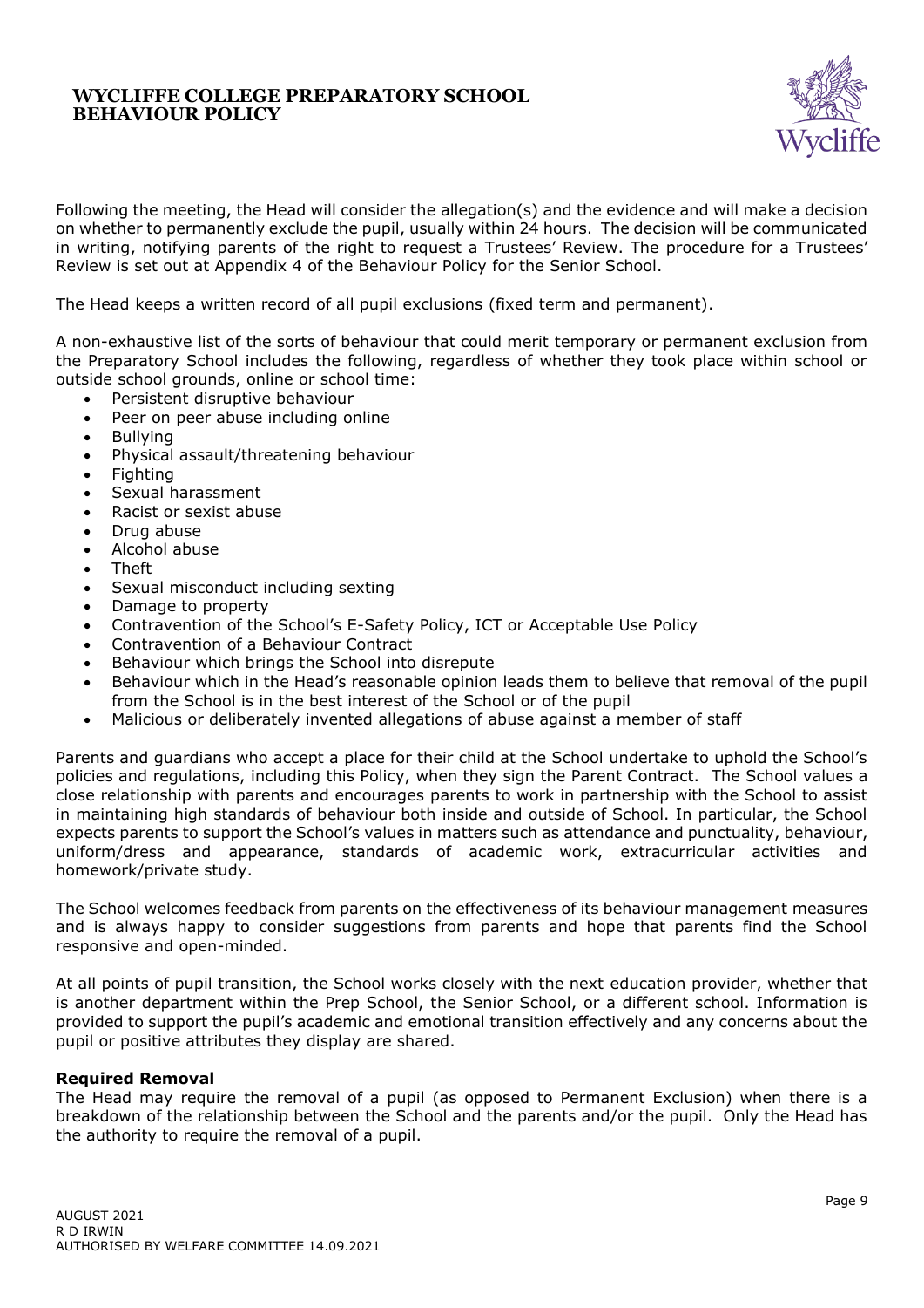Following the meeting, the Head will consider the allegation(s) and the evidence and will make a decision on whether to permanently exclude the pupil, usually within 24 hours. The decision will be communicated in writing, notifying parents of the right to request a Trustees' Review. The procedure for a Trustees' Review is set out at Appendix 4 of the Behaviour Policy for the Senior School.

The Head keeps a written record of all pupil exclusions (fixed term and permanent).

A non-exhaustive list of the sorts of behaviour that could merit temporary or permanent exclusion from the Preparatory School includes the following, regardless of whether they took place within school or outside school grounds, online or school time:

- Persistent disruptive behaviour
- Peer on peer abuse including online
- Bullying
- Physical assault/threatening behaviour
- Fighting
- Sexual harassment
- Racist or sexist abuse
- Drug abuse
- Alcohol abuse
- Theft
- Sexual misconduct including sexting
- Damage to property
- Contravention of the School's E-Safety Policy, ICT or Acceptable Use Policy
- Contravention of a Behaviour Contract
- Behaviour which brings the School into disrepute
- Behaviour which in the Head's reasonable opinion leads them to believe that removal of the pupil from the School is in the best interest of the School or of the pupil
- Malicious or deliberately invented allegations of abuse against a member of staff

Parents and guardians who accept a place for their child at the School undertake to uphold the School's policies and regulations, including this Policy, when they sign the Parent Contract. The School values a close relationship with parents and encourages parents to work in partnership with the School to assist in maintaining high standards of behaviour both inside and outside of School. In particular, the School expects parents to support the School's values in matters such as attendance and punctuality, behaviour, uniform/dress and appearance, standards of academic work, extracurricular activities and homework/private study.

The School welcomes feedback from parents on the effectiveness of its behaviour management measures and is always happy to consider suggestions from parents and hope that parents find the School responsive and open-minded.

At all points of pupil transition, the School works closely with the next education provider, whether that is another department within the Prep School, the Senior School, or a different school. Information is provided to support the pupil's academic and emotional transition effectively and any concerns about the pupil or positive attributes they display are shared.

**Required Removal**

The Head may require the removal of a pupil (as opposed to Permanent Exclusion) when there is a breakdown of the relationship between the School and the parents and/or the pupil. Only the Head has the authority to require the removal of a pupil.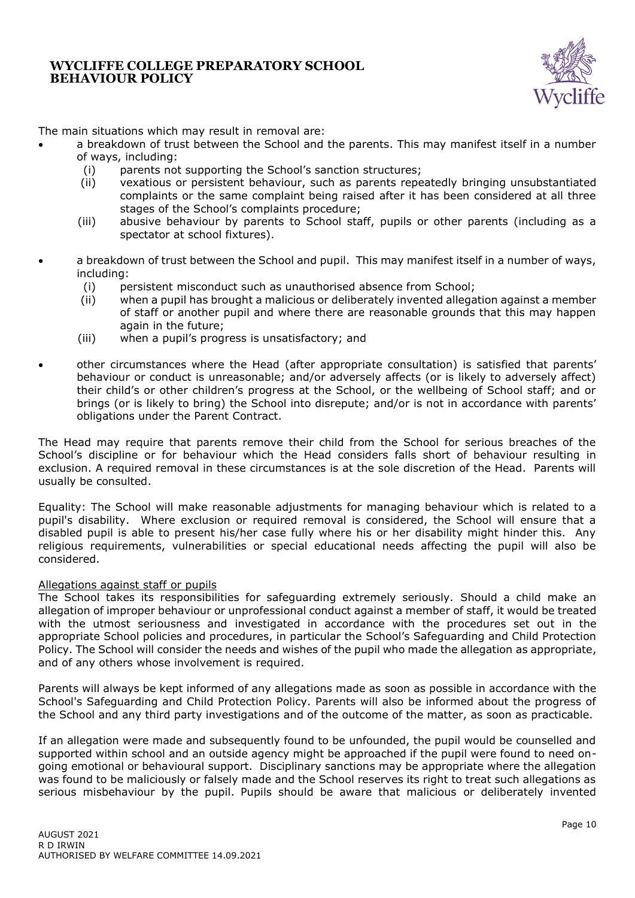The main situations which may result in removal are:

- a breakdown of trust between the School and the parents. This may manifest itself in a number of ways, including:
  - (i) parents not supporting the School's sanction structures;
  - (ii) vexatious or persistent behaviour, such as parents repeatedly bringing unsubstantiated complaints or the same complaint being raised after it has been considered at all three stages of the School's complaints procedure;
  - (iii) abusive behaviour by parents to School staff, pupils or other parents (including as a spectator at school fixtures).
- a breakdown of trust between the School and pupil. This may manifest itself in a number of ways, including:
  - (i) persistent misconduct such as unauthorised absence from School;
  - (ii) when a pupil has brought a malicious or deliberately invented allegation against a member of staff or another pupil and where there are reasonable grounds that this may happen again in the future;
  - (iii) when a pupil's progress is unsatisfactory; and
- other circumstances where the Head (after appropriate consultation) is satisfied that parents' behaviour or conduct is unreasonable; and/or adversely affects (or is likely to adversely affect) their child's or other children's progress at the School, or the wellbeing of School staff; and or brings (or is likely to bring) the School into disrepute; and/or is not in accordance with parents' obligations under the Parent Contract.

The Head may require that parents remove their child from the School for serious breaches of the School's discipline or for behaviour which the Head considers falls short of behaviour resulting in exclusion. A required removal in these circumstances is at the sole discretion of the Head. Parents will usually be consulted.

Equality: The School will make reasonable adjustments for managing behaviour which is related to a pupil's disability. Where exclusion or required removal is considered, the School will ensure that a disabled pupil is able to present his/her case fully where his or her disability might hinder this. Any religious requirements, vulnerabilities or special educational needs affecting the pupil will also be considered.

Allegations against staff or pupils

The School takes its responsibilities for safeguarding extremely seriously. Should a child make an allegation of improper behaviour or unprofessional conduct against a member of staff, it would be treated with the utmost seriousness and investigated in accordance with the procedures set out in the appropriate School policies and procedures, in particular the School's Safeguarding and Child Protection Policy. The School will consider the needs and wishes of the pupil who made the allegation as appropriate, and of any others whose involvement is required.

Parents will always be kept informed of any allegations made as soon as possible in accordance with the School's Safeguarding and Child Protection Policy. Parents will also be informed about the progress of the School and any third party investigations and of the outcome of the matter, as soon as practicable.

If an allegation were made and subsequently found to be unfounded, the pupil would be counselled and supported within school and an outside agency might be approached if the pupil were found to need on-going emotional or behavioural support. Disciplinary sanctions may be appropriate where the allegation was found to be maliciously or falsely made and the School reserves its right to treat such allegations as serious misbehaviour by the pupil. Pupils should be aware that malicious or deliberately invented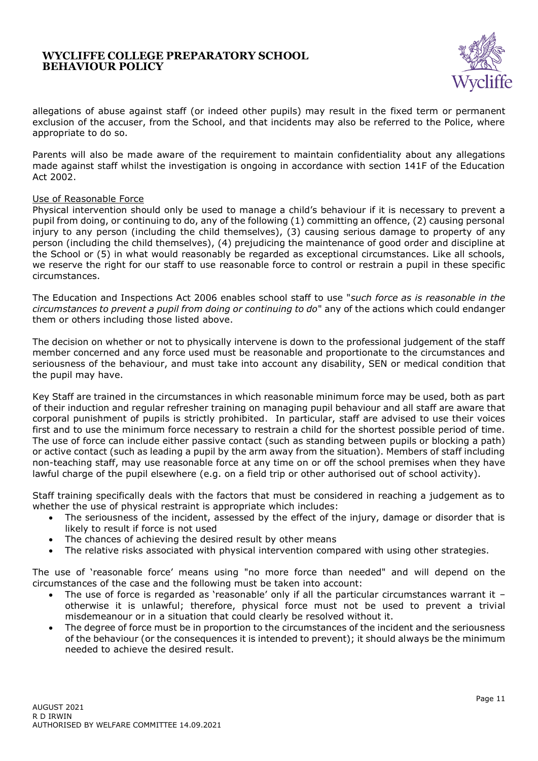allegations of abuse against staff (or indeed other pupils) may result in the fixed term or permanent exclusion of the accuser, from the School, and that incidents may also be referred to the Police, where appropriate to do so.

Parents will also be made aware of the requirement to maintain confidentiality about any allegations made against staff whilst the investigation is ongoing in accordance with section 141F of the Education Act 2002.

<u>Use of Reasonable Force</u>

Physical intervention should only be used to manage a child's behaviour if it is necessary to prevent a pupil from doing, or continuing to do, any of the following (1) committing an offence, (2) causing personal injury to any person (including the child themselves), (3) causing serious damage to property of any person (including the child themselves), (4) prejudicing the maintenance of good order and discipline at the School or (5) in what would reasonably be regarded as exceptional circumstances. Like all schools, we reserve the right for our staff to use reasonable force to control or restrain a pupil in these specific circumstances.

The Education and Inspections Act 2006 enables school staff to use "*such force as is reasonable in the circumstances to prevent a pupil from doing or continuing to do*" any of the actions which could endanger them or others including those listed above.

The decision on whether or not to physically intervene is down to the professional judgement of the staff member concerned and any force used must be reasonable and proportionate to the circumstances and seriousness of the behaviour, and must take into account any disability, SEN or medical condition that the pupil may have.

Key Staff are trained in the circumstances in which reasonable minimum force may be used, both as part of their induction and regular refresher training on managing pupil behaviour and all staff are aware that corporal punishment of pupils is strictly prohibited. In particular, staff are advised to use their voices first and to use the minimum force necessary to restrain a child for the shortest possible period of time. The use of force can include either passive contact (such as standing between pupils or blocking a path) or active contact (such as leading a pupil by the arm away from the situation). Members of staff including non-teaching staff, may use reasonable force at any time on or off the school premises when they have lawful charge of the pupil elsewhere (e.g. on a field trip or other authorised out of school activity).

Staff training specifically deals with the factors that must be considered in reaching a judgement as to whether the use of physical restraint is appropriate which includes:

- The seriousness of the incident, assessed by the effect of the injury, damage or disorder that is likely to result if force is not used
- The chances of achieving the desired result by other means
- The relative risks associated with physical intervention compared with using other strategies.

The use of 'reasonable force' means using "no more force than needed" and will depend on the circumstances of the case and the following must be taken into account:

- The use of force is regarded as 'reasonable' only if all the particular circumstances warrant it – otherwise it is unlawful; therefore, physical force must not be used to prevent a trivial misdemeanour or in a situation that could clearly be resolved without it.
- The degree of force must be in proportion to the circumstances of the incident and the seriousness of the behaviour (or the consequences it is intended to prevent); it should always be the minimum needed to achieve the desired result.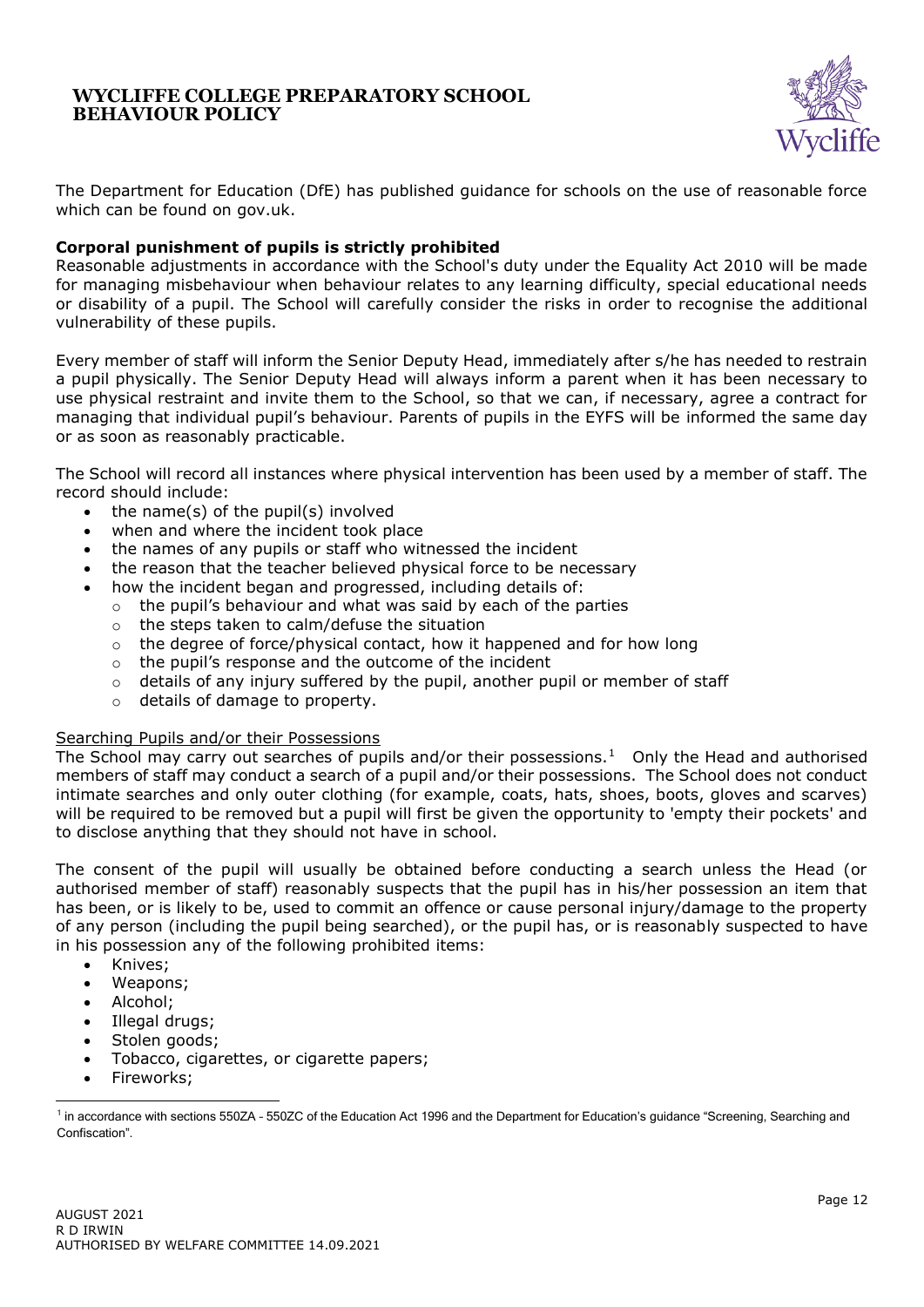The Department for Education (DfE) has published guidance for schools on the use of reasonable force which can be found on gov.uk.

**Corporal punishment of pupils is strictly prohibited**

Reasonable adjustments in accordance with the School's duty under the Equality Act 2010 will be made for managing misbehaviour when behaviour relates to any learning difficulty, special educational needs or disability of a pupil. The School will carefully consider the risks in order to recognise the additional vulnerability of these pupils.

Every member of staff will inform the Senior Deputy Head, immediately after s/he has needed to restrain a pupil physically. The Senior Deputy Head will always inform a parent when it has been necessary to use physical restraint and invite them to the School, so that we can, if necessary, agree a contract for managing that individual pupil's behaviour. Parents of pupils in the EYFS will be informed the same day or as soon as reasonably practicable.

The School will record all instances where physical intervention has been used by a member of staff. The record should include:

- the name(s) of the pupil(s) involved
- when and where the incident took place
- the names of any pupils or staff who witnessed the incident
- the reason that the teacher believed physical force to be necessary
- how the incident began and progressed, including details of:
  - the pupil's behaviour and what was said by each of the parties
  - the steps taken to calm/defuse the situation
  - the degree of force/physical contact, how it happened and for how long
  - the pupil's response and the outcome of the incident
  - details of any injury suffered by the pupil, another pupil or member of staff
  - details of damage to property.

<u>Searching Pupils and/or their Possessions</u>

The School may carry out searches of pupils and/or their possessions.[1] Only the Head and authorised members of staff may conduct a search of a pupil and/or their possessions. The School does not conduct intimate searches and only outer clothing (for example, coats, hats, shoes, boots, gloves and scarves) will be required to be removed but a pupil will first be given the opportunity to 'empty their pockets' and to disclose anything that they should not have in school.

The consent of the pupil will usually be obtained before conducting a search unless the Head (or authorised member of staff) reasonably suspects that the pupil has in his/her possession an item that has been, or is likely to be, used to commit an offence or cause personal injury/damage to the property of any person (including the pupil being searched), or the pupil has, or is reasonably suspected to have in his possession any of the following prohibited items:

- Knives;
- Weapons;
- Alcohol;
- Illegal drugs;
- Stolen goods;
- Tobacco, cigarettes, or cigarette papers;
- Fireworks;

[1] in accordance with sections 550ZA - 550ZC of the Education Act 1996 and the Department for Education's guidance "Screening, Searching and Confiscation".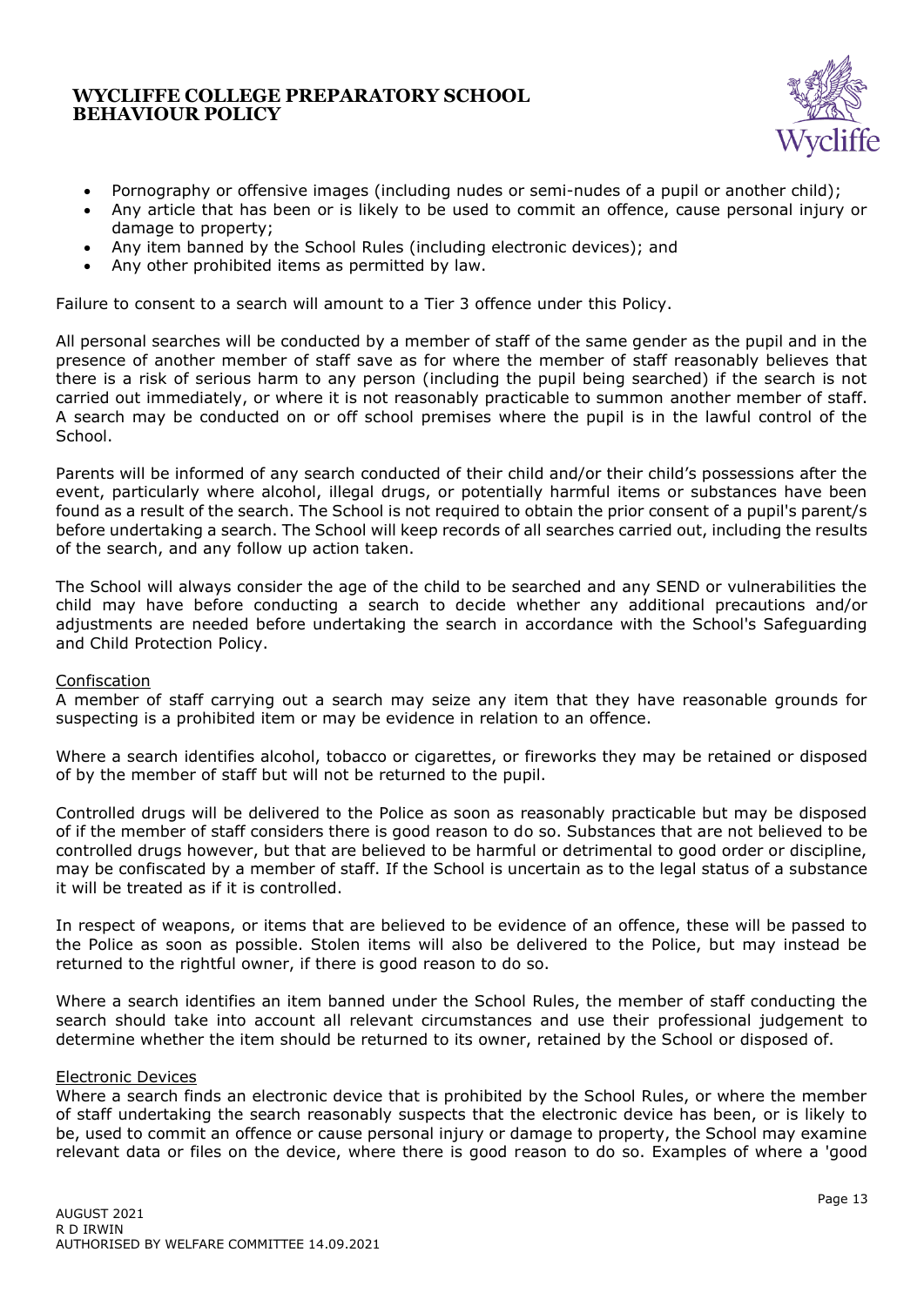- Pornography or offensive images (including nudes or semi-nudes of a pupil or another child);
- Any article that has been or is likely to be used to commit an offence, cause personal injury or damage to property;
- Any item banned by the School Rules (including electronic devices); and
- Any other prohibited items as permitted by law.

Failure to consent to a search will amount to a Tier 3 offence under this Policy.

All personal searches will be conducted by a member of staff of the same gender as the pupil and in the presence of another member of staff save as for where the member of staff reasonably believes that there is a risk of serious harm to any person (including the pupil being searched) if the search is not carried out immediately, or where it is not reasonably practicable to summon another member of staff. A search may be conducted on or off school premises where the pupil is in the lawful control of the School.

Parents will be informed of any search conducted of their child and/or their child's possessions after the event, particularly where alcohol, illegal drugs, or potentially harmful items or substances have been found as a result of the search. The School is not required to obtain the prior consent of a pupil's parent/s before undertaking a search. The School will keep records of all searches carried out, including the results of the search, and any follow up action taken.

The School will always consider the age of the child to be searched and any SEND or vulnerabilities the child may have before conducting a search to decide whether any additional precautions and/or adjustments are needed before undertaking the search in accordance with the School's Safeguarding and Child Protection Policy.

<u>Confiscation</u>
A member of staff carrying out a search may seize any item that they have reasonable grounds for suspecting is a prohibited item or may be evidence in relation to an offence.

Where a search identifies alcohol, tobacco or cigarettes, or fireworks they may be retained or disposed of by the member of staff but will not be returned to the pupil.

Controlled drugs will be delivered to the Police as soon as reasonably practicable but may be disposed of if the member of staff considers there is good reason to do so. Substances that are not believed to be controlled drugs however, but that are believed to be harmful or detrimental to good order or discipline, may be confiscated by a member of staff. If the School is uncertain as to the legal status of a substance it will be treated as if it is controlled.

In respect of weapons, or items that are believed to be evidence of an offence, these will be passed to the Police as soon as possible. Stolen items will also be delivered to the Police, but may instead be returned to the rightful owner, if there is good reason to do so.

Where a search identifies an item banned under the School Rules, the member of staff conducting the search should take into account all relevant circumstances and use their professional judgement to determine whether the item should be returned to its owner, retained by the School or disposed of.

<u>Electronic Devices</u>
Where a search finds an electronic device that is prohibited by the School Rules, or where the member of staff undertaking the search reasonably suspects that the electronic device has been, or is likely to be, used to commit an offence or cause personal injury or damage to property, the School may examine relevant data or files on the device, where there is good reason to do so. Examples of where a 'good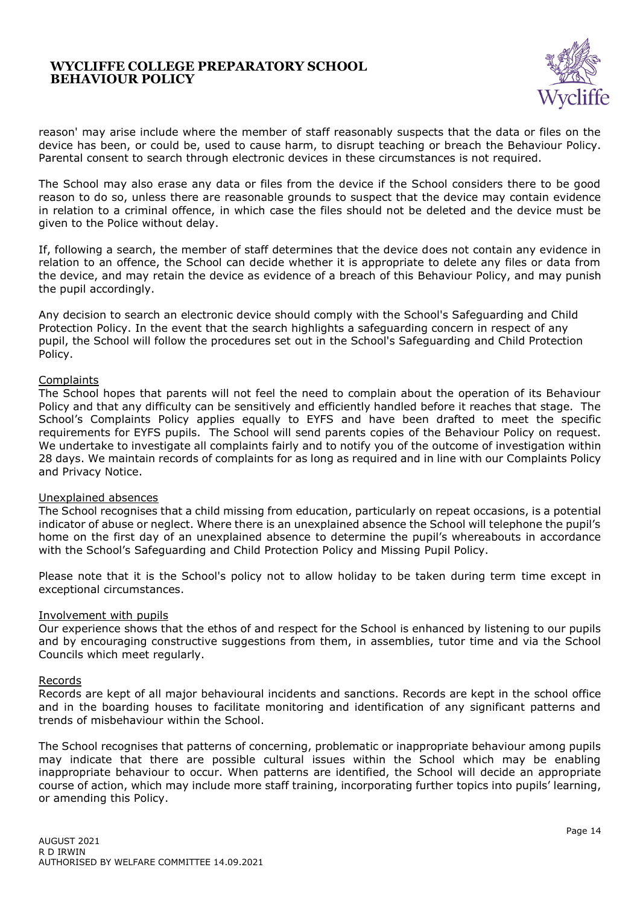reason' may arise include where the member of staff reasonably suspects that the data or files on the device has been, or could be, used to cause harm, to disrupt teaching or breach the Behaviour Policy. Parental consent to search through electronic devices in these circumstances is not required.

The School may also erase any data or files from the device if the School considers there to be good reason to do so, unless there are reasonable grounds to suspect that the device may contain evidence in relation to a criminal offence, in which case the files should not be deleted and the device must be given to the Police without delay.

If, following a search, the member of staff determines that the device does not contain any evidence in relation to an offence, the School can decide whether it is appropriate to delete any files or data from the device, and may retain the device as evidence of a breach of this Behaviour Policy, and may punish the pupil accordingly.

Any decision to search an electronic device should comply with the School's Safeguarding and Child Protection Policy. In the event that the search highlights a safeguarding concern in respect of any pupil, the School will follow the procedures set out in the School's Safeguarding and Child Protection Policy.

<u>Complaints</u>

The School hopes that parents will not feel the need to complain about the operation of its Behaviour Policy and that any difficulty can be sensitively and efficiently handled before it reaches that stage. The School's Complaints Policy applies equally to EYFS and have been drafted to meet the specific requirements for EYFS pupils. The School will send parents copies of the Behaviour Policy on request. We undertake to investigate all complaints fairly and to notify you of the outcome of investigation within 28 days. We maintain records of complaints for as long as required and in line with our Complaints Policy and Privacy Notice.

<u>Unexplained absences</u>

The School recognises that a child missing from education, particularly on repeat occasions, is a potential indicator of abuse or neglect. Where there is an unexplained absence the School will telephone the pupil's home on the first day of an unexplained absence to determine the pupil's whereabouts in accordance with the School's Safeguarding and Child Protection Policy and Missing Pupil Policy.

Please note that it is the School's policy not to allow holiday to be taken during term time except in exceptional circumstances.

<u>Involvement with pupils</u>

Our experience shows that the ethos of and respect for the School is enhanced by listening to our pupils and by encouraging constructive suggestions from them, in assemblies, tutor time and via the School Councils which meet regularly.

<u>Records</u>

Records are kept of all major behavioural incidents and sanctions. Records are kept in the school office and in the boarding houses to facilitate monitoring and identification of any significant patterns and trends of misbehaviour within the School.

The School recognises that patterns of concerning, problematic or inappropriate behaviour among pupils may indicate that there are possible cultural issues within the School which may be enabling inappropriate behaviour to occur. When patterns are identified, the School will decide an appropriate course of action, which may include more staff training, incorporating further topics into pupils' learning, or amending this Policy.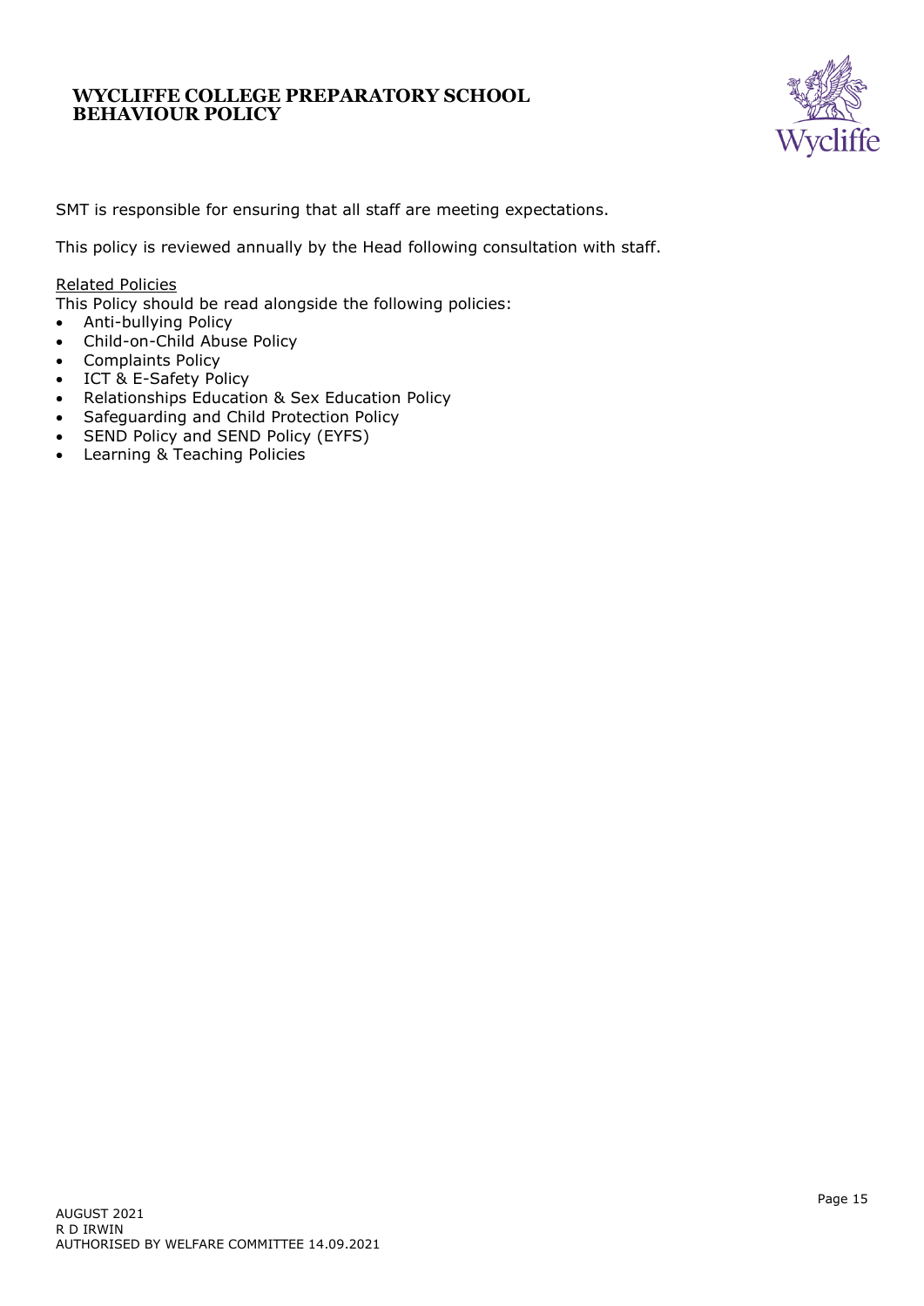SMT is responsible for ensuring that all staff are meeting expectations.

This policy is reviewed annually by the Head following consultation with staff.

Related Policies

This Policy should be read alongside the following policies:

- Anti-bullying Policy
- Child-on-Child Abuse Policy
- Complaints Policy
- ICT & E-Safety Policy
- Relationships Education & Sex Education Policy
- Safeguarding and Child Protection Policy
- SEND Policy and SEND Policy (EYFS)
- Learning & Teaching Policies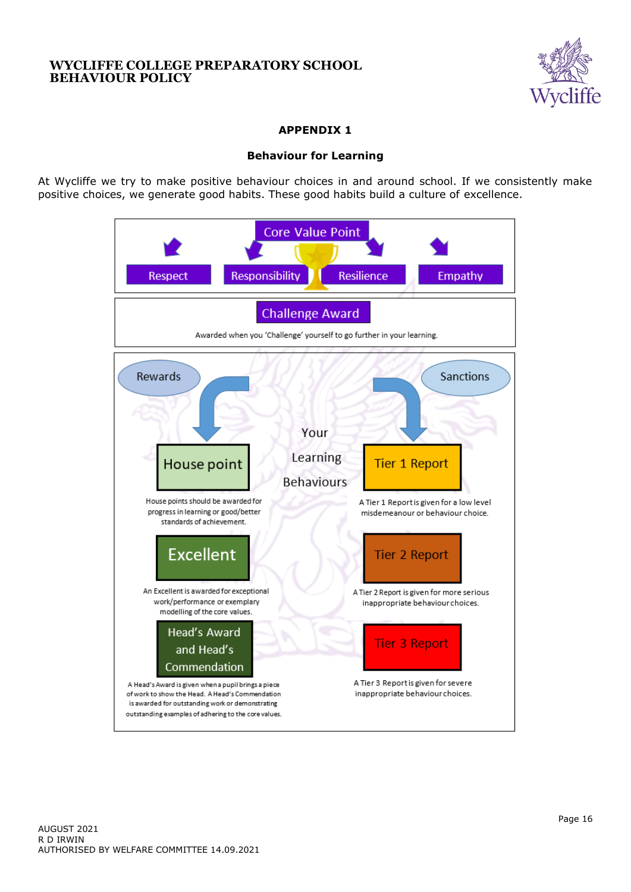## APPENDIX 1

### Behaviour for Learning

At Wycliffe we try to make positive behaviour choices in and around school. If we consistently make positive choices, we generate good habits. These good habits build a culture of excellence.

**Core Value Point**

Respect | Responsibility | Resilience | Empathy

**Challenge Award**

Awarded when you 'Challenge' yourself to go further in your learning.

**Your Learning Behaviours**

**Rewards**

**House point**

House points should be awarded for progress in learning or good/better standards of achievement.

**Excellent**

An Excellent is awarded for exceptional work/performance or exemplary modelling of the core values.

**Head's Award and Head's Commendation**

A Head's Award is given when a pupil brings a piece of work to show the Head. A Head's Commendation is awarded for outstanding work or demonstrating outstanding examples of adhering to the core values.

**Sanctions**

**Tier 1 Report**

A Tier 1 Report is given for a low level misdemeanour or behaviour choice.

**Tier 2 Report**

A Tier 2 Report is given for more serious inappropriate behaviour choices.

**Tier 3 Report**

A Tier 3 Report is given for severe inappropriate behaviour choices.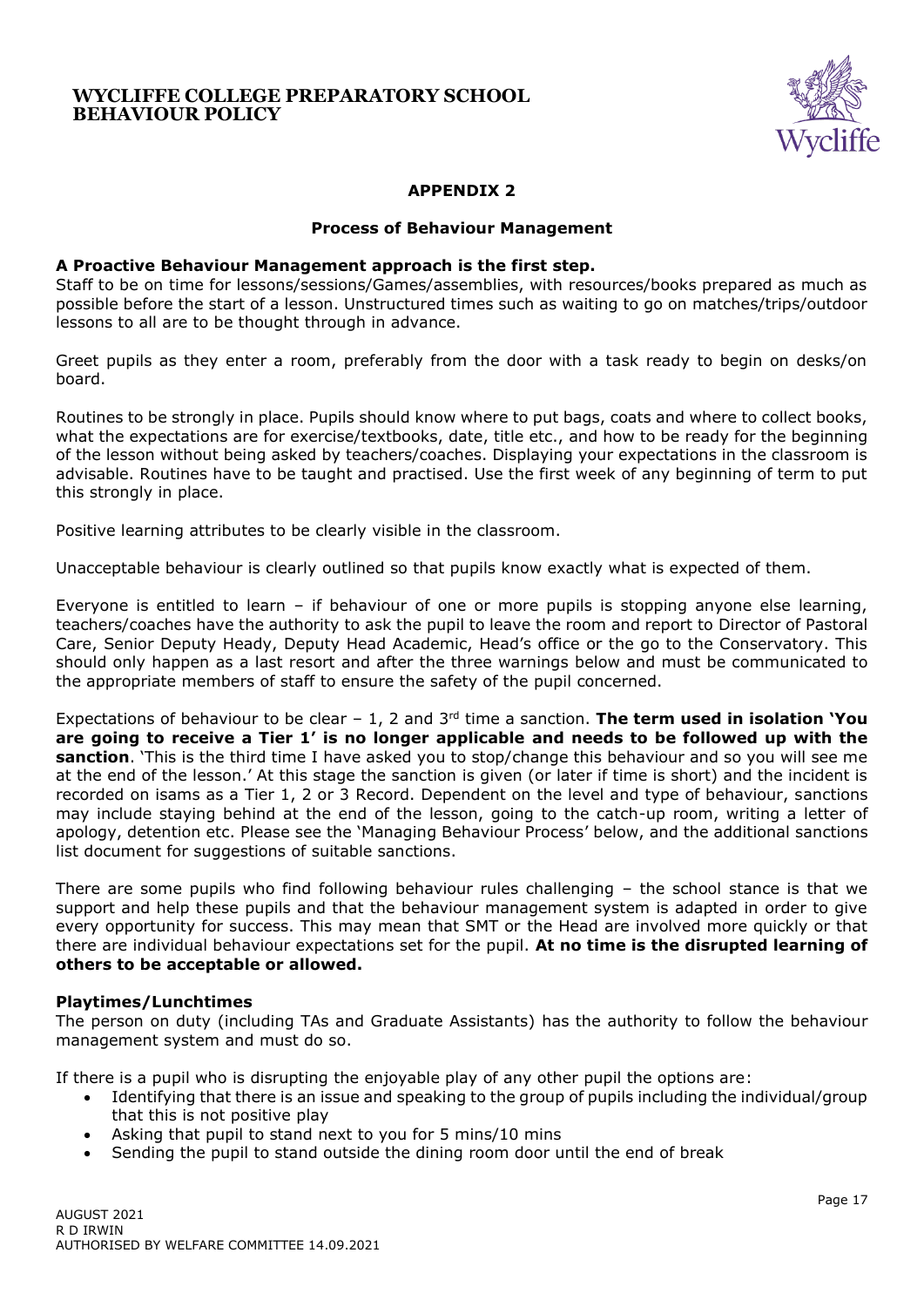## APPENDIX 2

### Process of Behaviour Management

**A Proactive Behaviour Management approach is the first step.**
Staff to be on time for lessons/sessions/Games/assemblies, with resources/books prepared as much as possible before the start of a lesson. Unstructured times such as waiting to go on matches/trips/outdoor lessons to all are to be thought through in advance.

Greet pupils as they enter a room, preferably from the door with a task ready to begin on desks/on board.

Routines to be strongly in place. Pupils should know where to put bags, coats and where to collect books, what the expectations are for exercise/textbooks, date, title etc., and how to be ready for the beginning of the lesson without being asked by teachers/coaches. Displaying your expectations in the classroom is advisable. Routines have to be taught and practised. Use the first week of any beginning of term to put this strongly in place.

Positive learning attributes to be clearly visible in the classroom.

Unacceptable behaviour is clearly outlined so that pupils know exactly what is expected of them.

Everyone is entitled to learn – if behaviour of one or more pupils is stopping anyone else learning, teachers/coaches have the authority to ask the pupil to leave the room and report to Director of Pastoral Care, Senior Deputy Heady, Deputy Head Academic, Head's office or the go to the Conservatory. This should only happen as a last resort and after the three warnings below and must be communicated to the appropriate members of staff to ensure the safety of the pupil concerned.

Expectations of behaviour to be clear – 1, 2 and 3rd time a sanction. **The term used in isolation 'You are going to receive a Tier 1' is no longer applicable and needs to be followed up with the sanction**. 'This is the third time I have asked you to stop/change this behaviour and so you will see me at the end of the lesson.' At this stage the sanction is given (or later if time is short) and the incident is recorded on isams as a Tier 1, 2 or 3 Record. Dependent on the level and type of behaviour, sanctions may include staying behind at the end of the lesson, going to the catch-up room, writing a letter of apology, detention etc. Please see the 'Managing Behaviour Process' below, and the additional sanctions list document for suggestions of suitable sanctions.

There are some pupils who find following behaviour rules challenging – the school stance is that we support and help these pupils and that the behaviour management system is adapted in order to give every opportunity for success. This may mean that SMT or the Head are involved more quickly or that there are individual behaviour expectations set for the pupil. **At no time is the disrupted learning of others to be acceptable or allowed.**

**Playtimes/Lunchtimes**
The person on duty (including TAs and Graduate Assistants) has the authority to follow the behaviour management system and must do so.

If there is a pupil who is disrupting the enjoyable play of any other pupil the options are:

- Identifying that there is an issue and speaking to the group of pupils including the individual/group that this is not positive play
- Asking that pupil to stand next to you for 5 mins/10 mins
- Sending the pupil to stand outside the dining room door until the end of break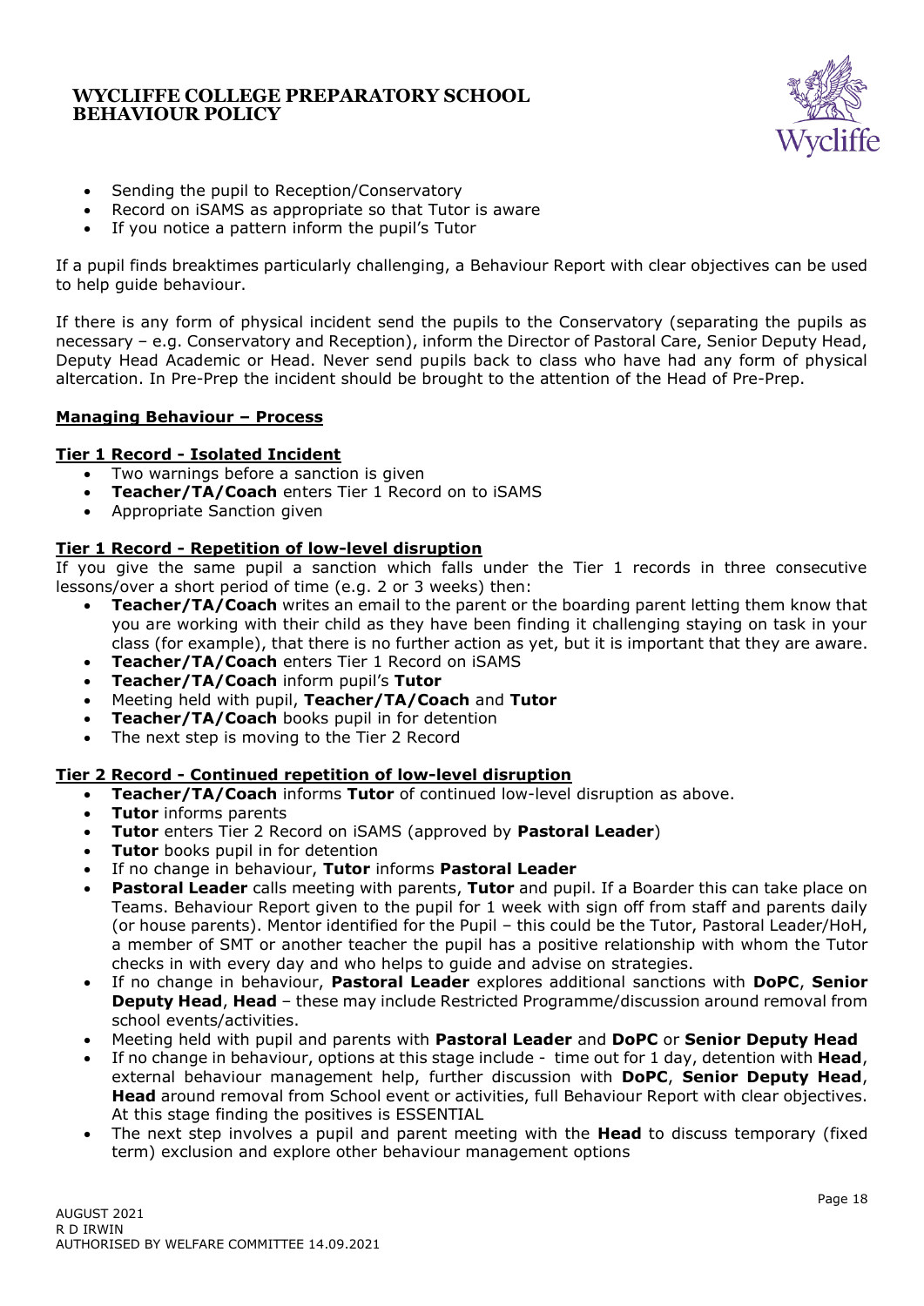- Sending the pupil to Reception/Conservatory
- Record on iSAMS as appropriate so that Tutor is aware
- If you notice a pattern inform the pupil's Tutor

If a pupil finds breaktimes particularly challenging, a Behaviour Report with clear objectives can be used to help guide behaviour.

If there is any form of physical incident send the pupils to the Conservatory (separating the pupils as necessary – e.g. Conservatory and Reception), inform the Director of Pastoral Care, Senior Deputy Head, Deputy Head Academic or Head. Never send pupils back to class who have had any form of physical altercation. In Pre-Prep the incident should be brought to the attention of the Head of Pre-Prep.

**<u>Managing Behaviour – Process</u>**

**<u>Tier 1 Record - Isolated Incident</u>**

- Two warnings before a sanction is given
- **Teacher/TA/Coach** enters Tier 1 Record on to iSAMS
- Appropriate Sanction given

**<u>Tier 1 Record - Repetition of low-level disruption</u>**

If you give the same pupil a sanction which falls under the Tier 1 records in three consecutive lessons/over a short period of time (e.g. 2 or 3 weeks) then:

- **Teacher/TA/Coach** writes an email to the parent or the boarding parent letting them know that you are working with their child as they have been finding it challenging staying on task in your class (for example), that there is no further action as yet, but it is important that they are aware.
- **Teacher/TA/Coach** enters Tier 1 Record on iSAMS
- **Teacher/TA/Coach** inform pupil's **Tutor**
- Meeting held with pupil, **Teacher/TA/Coach** and **Tutor**
- **Teacher/TA/Coach** books pupil in for detention
- The next step is moving to the Tier 2 Record

**<u>Tier 2 Record - Continued repetition of low-level disruption</u>**

- **Teacher/TA/Coach** informs **Tutor** of continued low-level disruption as above.
- **Tutor** informs parents
- **Tutor** enters Tier 2 Record on iSAMS (approved by **Pastoral Leader**)
- **Tutor** books pupil in for detention
- If no change in behaviour, **Tutor** informs **Pastoral Leader**
- **Pastoral Leader** calls meeting with parents, **Tutor** and pupil. If a Boarder this can take place on Teams. Behaviour Report given to the pupil for 1 week with sign off from staff and parents daily (or house parents). Mentor identified for the Pupil – this could be the Tutor, Pastoral Leader/HoH, a member of SMT or another teacher the pupil has a positive relationship with whom the Tutor checks in with every day and who helps to guide and advise on strategies.
- If no change in behaviour, **Pastoral Leader** explores additional sanctions with **DoPC**, **Senior Deputy Head**, **Head** – these may include Restricted Programme/discussion around removal from school events/activities.
- Meeting held with pupil and parents with **Pastoral Leader** and **DoPC** or **Senior Deputy Head**
- If no change in behaviour, options at this stage include - time out for 1 day, detention with **Head**, external behaviour management help, further discussion with **DoPC**, **Senior Deputy Head**, **Head** around removal from School event or activities, full Behaviour Report with clear objectives. At this stage finding the positives is ESSENTIAL
- The next step involves a pupil and parent meeting with the **Head** to discuss temporary (fixed term) exclusion and explore other behaviour management options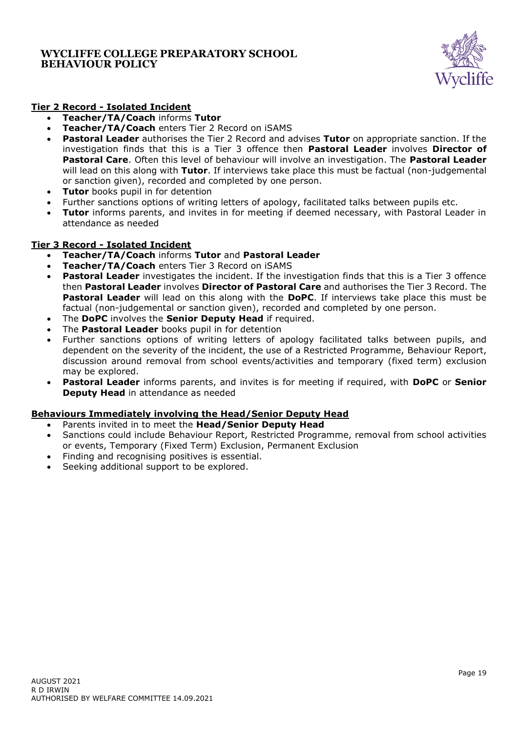## Tier 2 Record - Isolated Incident

- **Teacher/TA/Coach** informs **Tutor**
- **Teacher/TA/Coach** enters Tier 2 Record on iSAMS
- **Pastoral Leader** authorises the Tier 2 Record and advises **Tutor** on appropriate sanction. If the investigation finds that this is a Tier 3 offence then **Pastoral Leader** involves **Director of Pastoral Care**. Often this level of behaviour will involve an investigation. The **Pastoral Leader** will lead on this along with **Tutor**. If interviews take place this must be factual (non-judgemental or sanction given), recorded and completed by one person.
- **Tutor** books pupil in for detention
- Further sanctions options of writing letters of apology, facilitated talks between pupils etc.
- **Tutor** informs parents, and invites in for meeting if deemed necessary, with Pastoral Leader in attendance as needed

## Tier 3 Record - Isolated Incident

- **Teacher/TA/Coach** informs **Tutor** and **Pastoral Leader**
- **Teacher/TA/Coach** enters Tier 3 Record on iSAMS
- **Pastoral Leader** investigates the incident. If the investigation finds that this is a Tier 3 offence then **Pastoral Leader** involves **Director of Pastoral Care** and authorises the Tier 3 Record. The **Pastoral Leader** will lead on this along with the **DoPC**. If interviews take place this must be factual (non-judgemental or sanction given), recorded and completed by one person.
- The **DoPC** involves the **Senior Deputy Head** if required.
- The **Pastoral Leader** books pupil in for detention
- Further sanctions options of writing letters of apology facilitated talks between pupils, and dependent on the severity of the incident, the use of a Restricted Programme, Behaviour Report, discussion around removal from school events/activities and temporary (fixed term) exclusion may be explored.
- **Pastoral Leader** informs parents, and invites is for meeting if required, with **DoPC** or **Senior Deputy Head** in attendance as needed

## Behaviours Immediately involving the Head/Senior Deputy Head

- Parents invited in to meet the **Head/Senior Deputy Head**
- Sanctions could include Behaviour Report, Restricted Programme, removal from school activities or events, Temporary (Fixed Term) Exclusion, Permanent Exclusion
- Finding and recognising positives is essential.
- Seeking additional support to be explored.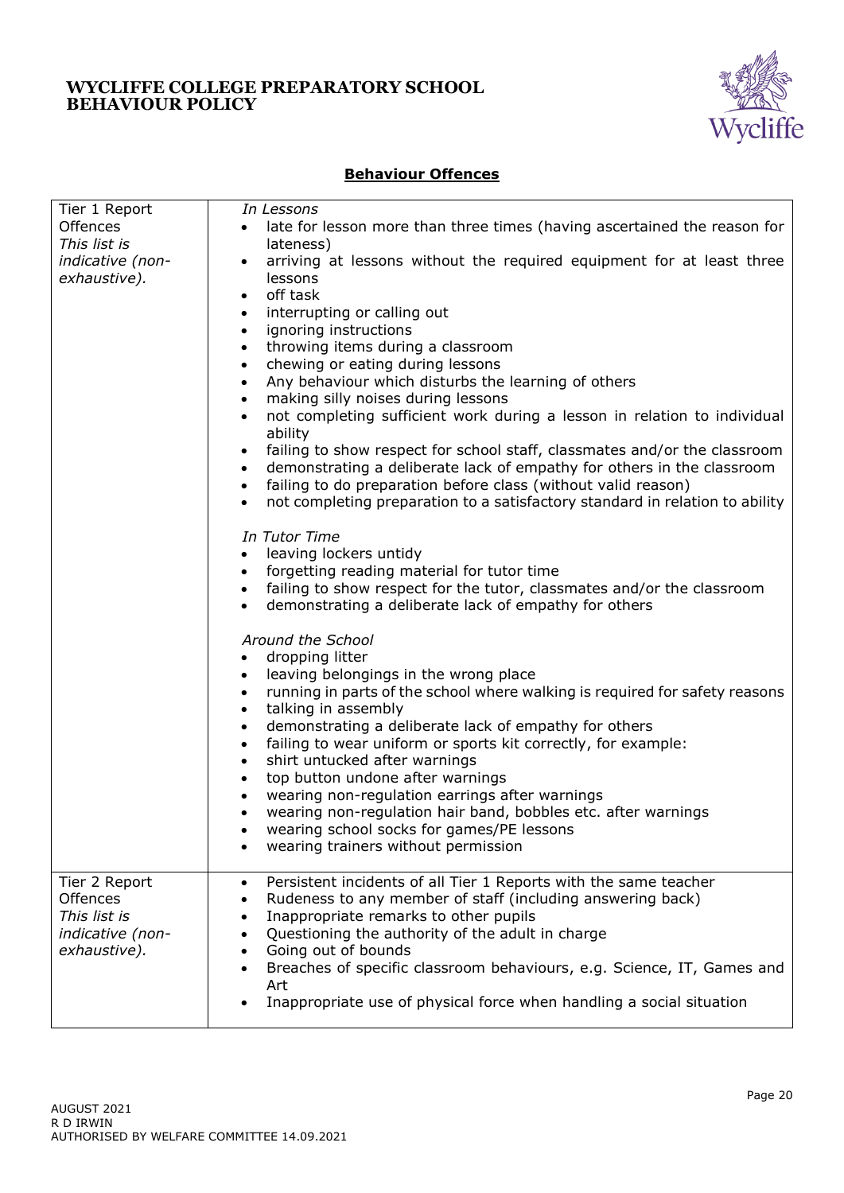## Behaviour Offences

| | |
|---|---|
| Tier 1 Report Offences<br>*This list is indicative (non-exhaustive).* | *In Lessons*<br>• late for lesson more than three times (having ascertained the reason for lateness)<br>• arriving at lessons without the required equipment for at least three lessons<br>• off task<br>• interrupting or calling out<br>• ignoring instructions<br>• throwing items during a classroom<br>• chewing or eating during lessons<br>• Any behaviour which disturbs the learning of others<br>• making silly noises during lessons<br>• not completing sufficient work during a lesson in relation to individual ability<br>• failing to show respect for school staff, classmates and/or the classroom<br>• demonstrating a deliberate lack of empathy for others in the classroom<br>• failing to do preparation before class (without valid reason)<br>• not completing preparation to a satisfactory standard in relation to ability<br><br>*In Tutor Time*<br>• leaving lockers untidy<br>• forgetting reading material for tutor time<br>• failing to show respect for the tutor, classmates and/or the classroom<br>• demonstrating a deliberate lack of empathy for others<br><br>*Around the School*<br>• dropping litter<br>• leaving belongings in the wrong place<br>• running in parts of the school where walking is required for safety reasons<br>• talking in assembly<br>• demonstrating a deliberate lack of empathy for others<br>• failing to wear uniform or sports kit correctly, for example:<br>• shirt untucked after warnings<br>• top button undone after warnings<br>• wearing non-regulation earrings after warnings<br>• wearing non-regulation hair band, bobbles etc. after warnings<br>• wearing school socks for games/PE lessons<br>• wearing trainers without permission |
| Tier 2 Report Offences<br>*This list is indicative (non-exhaustive).* | • Persistent incidents of all Tier 1 Reports with the same teacher<br>• Rudeness to any member of staff (including answering back)<br>• Inappropriate remarks to other pupils<br>• Questioning the authority of the adult in charge<br>• Going out of bounds<br>• Breaches of specific classroom behaviours, e.g. Science, IT, Games and Art<br>• Inappropriate use of physical force when handling a social situation |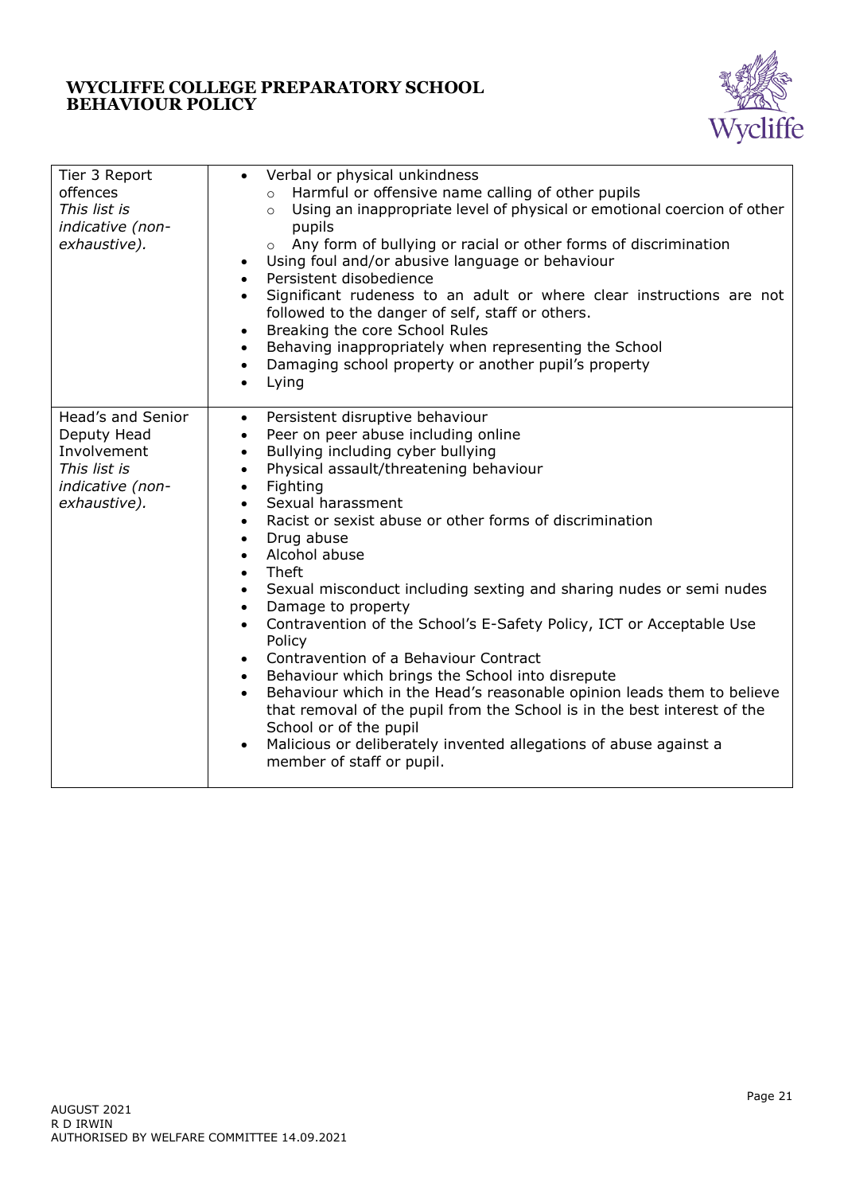| | |
|---|---|
| Tier 3 Report offences<br>*This list is indicative (non-exhaustive).* | • Veral or physical unkindness<br>&nbsp;&nbsp;○ Harmful or offensive name calling of other pupils<br>&nbsp;&nbsp;○ Using an inappropriate level of physical or emotional coercion of other pupils<br>&nbsp;&nbsp;○ Any form of bullying or racial or other forms of discrimination<br>• Using foul and/or abusive language or behaviour<br>• Persistent disobedience<br>• Significant rudeness to an adult or where clear instructions are not followed to the danger of self, staff or others.<br>• Breaking the core School Rules<br>• Behaving inappropriately when representing the School<br>• Damaging school property or another pupil's property<br>• Lying |
| Head's and Senior Deputy Head Involvement<br>*This list is indicative (non-exhaustive).* | • Persistent disruptive behaviour<br>• Peer on peer abuse including online<br>• Bullying including cyber bullying<br>• Physical assault/threatening behaviour<br>• Fighting<br>• Sexual harassment<br>• Racist or sexist abuse or other forms of discrimination<br>• Drug abuse<br>• Alcohol abuse<br>• Theft<br>• Sexual misconduct including sexting and sharing nudes or semi nudes<br>• Damage to property<br>• Contravention of the School's E-Safety Policy, ICT or Acceptable Use Policy<br>• Contravention of a Behaviour Contract<br>• Behaviour which brings the School into disrepute<br>• Behaviour which in the Head's reasonable opinion leads them to believe that removal of the pupil from the School is in the best interest of the School or of the pupil<br>• Malicious or deliberately invented allegations of abuse against a member of staff or pupil. |